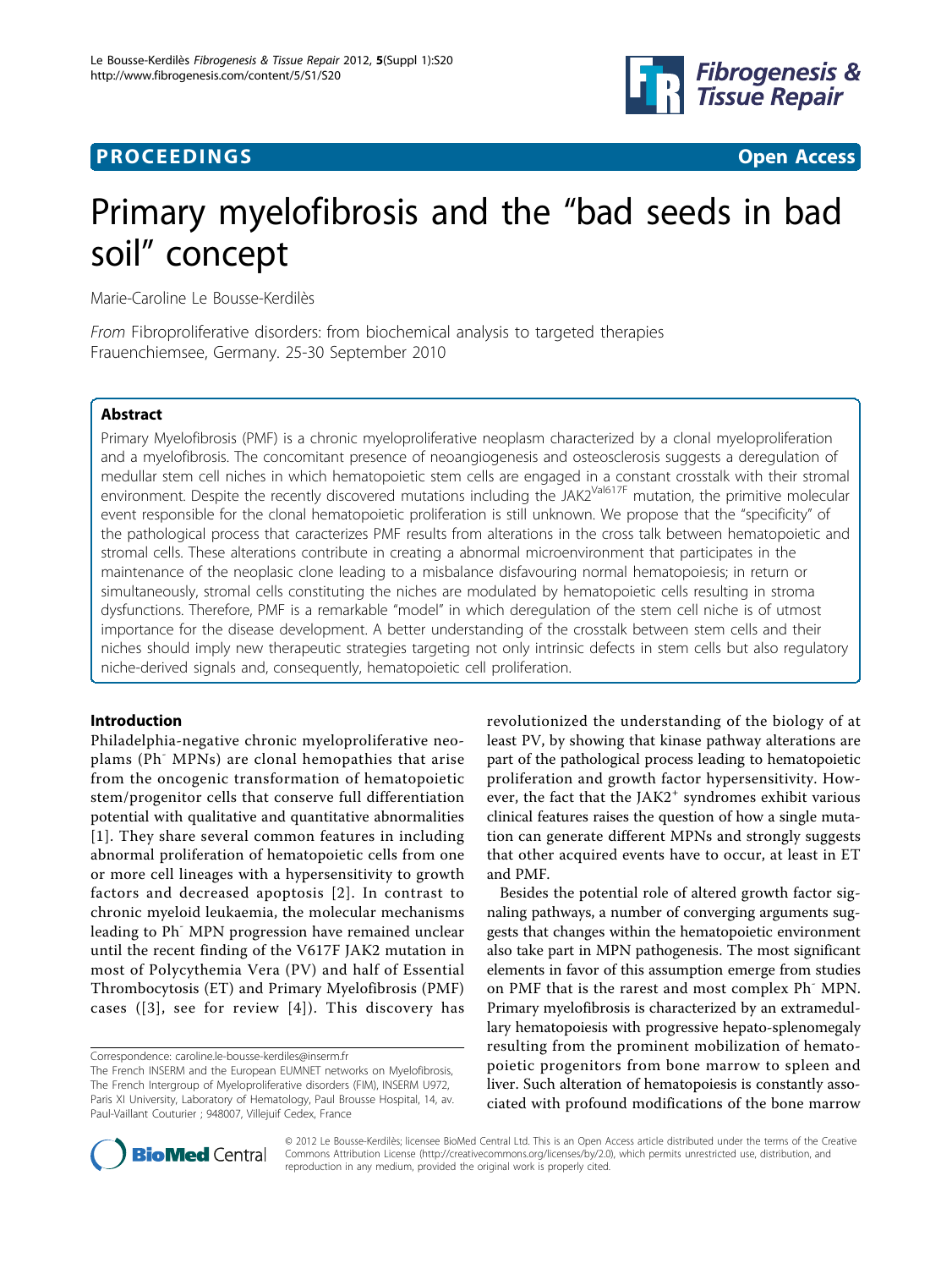**PROCEEDINGS** **Open Access**

# Primary myelofibrosis and the "bad seeds in bad soil" concept

Marie-Caroline Le Bousse-Kerdilès

*From* Fibroproliferative disorders: from biochemical analysis to targeted therapies
Frauenchiemsee, Germany. 25-30 September 2010

## Abstract

Primary Myelofibrosis (PMF) is a chronic myeloproliferative neoplasm characterized by a clonal myeloproliferation and a myelofibrosis. The concomitant presence of neoangiogenesis and osteosclerosis suggests a deregulation of medullar stem cell niches in which hematopoietic stem cells are engaged in a constant crosstalk with their stromal environment. Despite the recently discovered mutations including the JAK2$^{Val617F}$ mutation, the primitive molecular event responsible for the clonal hematopoietic proliferation is still unknown. We propose that the "specificity" of the pathological process that caracterizes PMF results from alterations in the cross talk between hematopoietic and stromal cells. These alterations contribute in creating a abnormal microenvironment that participates in the maintenance of the neoplasic clone leading to a misbalance disfavouring normal hematopoiesis; in return or simultaneously, stromal cells constituting the niches are modulated by hematopoietic cells resulting in stroma dysfunctions. Therefore, PMF is a remarkable "model" in which deregulation of the stem cell niche is of utmost importance for the disease development. A better understanding of the crosstalk between stem cells and their niches should imply new therapeutic strategies targeting not only intrinsic defects in stem cells but also regulatory niche-derived signals and, consequently, hematopoietic cell proliferation.

## Introduction

Philadelphia-negative chronic myeloproliferative neoplams (Ph$^-$ MPNs) are clonal hemopathies that arise from the oncogenic transformation of hematopoietic stem/progenitor cells that conserve full differentiation potential with qualitative and quantitative abnormalities [1]. They share several common features in including abnormal proliferation of hematopoietic cells from one or more cell lineages with a hypersensitivity to growth factors and decreased apoptosis [2]. In contrast to chronic myeloid leukaemia, the molecular mechanisms leading to Ph$^-$ MPN progression have remained unclear until the recent finding of the V617F JAK2 mutation in most of Polycythemia Vera (PV) and half of Essential Thrombocytosis (ET) and Primary Myelofibrosis (PMF) cases ([3], see for review [4]). This discovery has revolutionized the understanding of the biology of at least PV, by showing that kinase pathway alterations are part of the pathological process leading to hematopoietic proliferation and growth factor hypersensitivity. However, the fact that the JAK2$^+$ syndromes exhibit various clinical features raises the question of how a single mutation can generate different MPNs and strongly suggests that other acquired events have to occur, at least in ET and PMF.

Besides the potential role of altered growth factor signaling pathways, a number of converging arguments suggests that changes within the hematopoietic environment also take part in MPN pathogenesis. The most significant elements in favor of this assumption emerge from studies on PMF that is the rarest and most complex Ph$^-$ MPN. Primary myelofibrosis is characterized by an extramedullary hematopoiesis with progressive hepato-splenomegaly resulting from the prominent mobilization of hematopoietic progenitors from bone marrow to spleen and liver. Such alteration of hematopoiesis is constantly associated with profound modifications of the bone marrow

Correspondence: caroline.le-bousse-kerdiles@inserm.fr
The French INSERM and the European EUMNET networks on Myelofibrosis, The French Intergroup of Myeloproliferative disorders (FIM), INSERM U972, Paris XI University, Laboratory of Hematology, Paul Brousse Hospital, 14, av. Paul-Vaillant Couturier ; 948007, Villejuif Cedex, France

© 2012 Le Bousse-Kerdilès; licensee BioMed Central Ltd. This is an Open Access article distributed under the terms of the Creative Commons Attribution License (http://creativecommons.org/licenses/by/2.0), which permits unrestricted use, distribution, and reproduction in any medium, provided the original work is properly cited.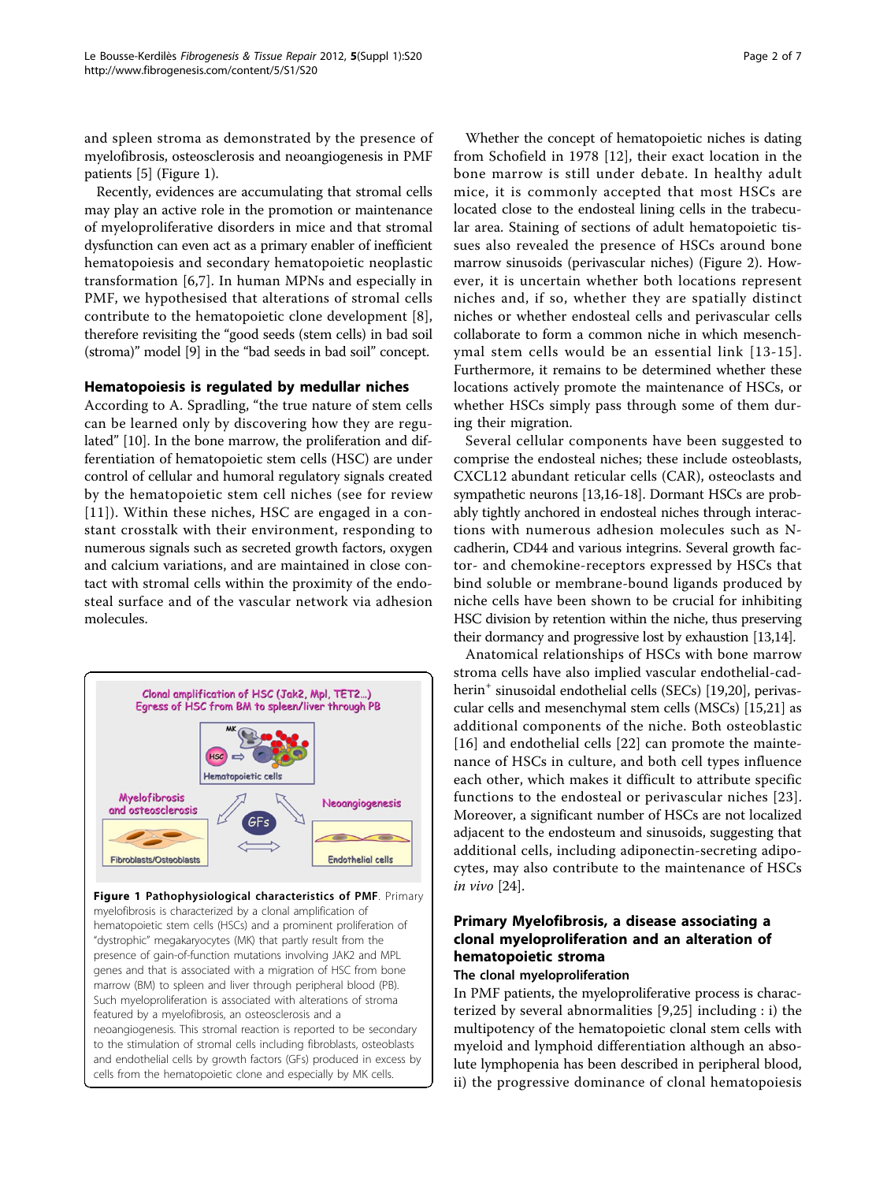and spleen stroma as demonstrated by the presence of myelofibrosis, osteosclerosis and neoangiogenesis in PMF patients [5] (Figure 1).

Recently, evidences are accumulating that stromal cells may play an active role in the promotion or maintenance of myeloproliferative disorders in mice and that stromal dysfunction can even act as a primary enabler of inefficient hematopoiesis and secondary hematopoietic neoplastic transformation [6,7]. In human MPNs and especially in PMF, we hypothesised that alterations of stromal cells contribute to the hematopoietic clone development [8], therefore revisiting the "good seeds (stem cells) in bad soil (stroma)" model [9] in the "bad seeds in bad soil" concept.

## Hematopoiesis is regulated by medullar niches

According to A. Spradling, "the true nature of stem cells can be learned only by discovering how they are regulated" [10]. In the bone marrow, the proliferation and differentiation of hematopoietic stem cells (HSC) are under control of cellular and humoral regulatory signals created by the hematopoietic stem cell niches (see for review [11]). Within these niches, HSC are engaged in a constant crosstalk with their environment, responding to numerous signals such as secreted growth factors, oxygen and calcium variations, and are maintained in close contact with stromal cells within the proximity of the endosteal surface and of the vascular network via adhesion molecules.

**Figure 1 Pathophysiological characteristics of PMF**. Primary myelofibrosis is characterized by a clonal amplification of hematopoietic stem cells (HSCs) and a prominent proliferation of "dystrophic" megakaryocytes (MK) that partly result from the presence of gain-of-function mutations involving JAK2 and MPL genes and that is associated with a migration of HSC from bone marrow (BM) to spleen and liver through peripheral blood (PB). Such myeloproliferation is associated with alterations of stroma featured by a myelofibrosis, an osteosclerosis and a neoangiogenesis. This stromal reaction is reported to be secondary to the stimulation of stromal cells including fibroblasts, osteoblasts and endothelial cells by growth factors (GFs) produced in excess by cells from the hematopoietic clone and especially by MK cells.

Whether the concept of hematopoietic niches is dating from Schofield in 1978 [12], their exact location in the bone marrow is still under debate. In healthy adult mice, it is commonly accepted that most HSCs are located close to the endosteal lining cells in the trabecular area. Staining of sections of adult hematopoietic tissues also revealed the presence of HSCs around bone marrow sinusoids (perivascular niches) (Figure 2). However, it is uncertain whether both locations represent niches and, if so, whether they are spatially distinct niches or whether endosteal cells and perivascular cells collaborate to form a common niche in which mesenchymal stem cells would be an essential link [13-15]. Furthermore, it remains to be determined whether these locations actively promote the maintenance of HSCs, or whether HSCs simply pass through some of them during their migration.

Several cellular components have been suggested to comprise the endosteal niches; these include osteoblasts, CXCL12 abundant reticular cells (CAR), osteoclasts and sympathetic neurons [13,16-18]. Dormant HSCs are probably tightly anchored in endosteal niches through interactions with numerous adhesion molecules such as N-cadherin, CD44 and various integrins. Several growth factor- and chemokine-receptors expressed by HSCs that bind soluble or membrane-bound ligands produced by niche cells have been shown to be crucial for inhibiting HSC division by retention within the niche, thus preserving their dormancy and progressive lost by exhaustion [13,14].

Anatomical relationships of HSCs with bone marrow stroma cells have also implied vascular endothelial-cadherin$^{+}$ sinusoidal endothelial cells (SECs) [19,20], perivascular cells and mesenchymal stem cells (MSCs) [15,21] as additional components of the niche. Both osteoblastic [16] and endothelial cells [22] can promote the maintenance of HSCs in culture, and both cell types influence each other, which makes it difficult to attribute specific functions to the endosteal or perivascular niches [23]. Moreover, a significant number of HSCs are not localized adjacent to the endosteum and sinusoids, suggesting that additional cells, including adiponectin-secreting adipocytes, may also contribute to the maintenance of HSCs *in vivo* [24].

## Primary Myelofibrosis, a disease associating a clonal myeloproliferation and an alteration of hematopoietic stroma

### The clonal myeloproliferation

In PMF patients, the myeloproliferative process is characterized by several abnormalities [9,25] including : i) the multipotency of the hematopoietic clonal stem cells with myeloid and lymphoid differentiation although an absolute lymphopenia has been described in peripheral blood, ii) the progressive dominance of clonal hematopoiesis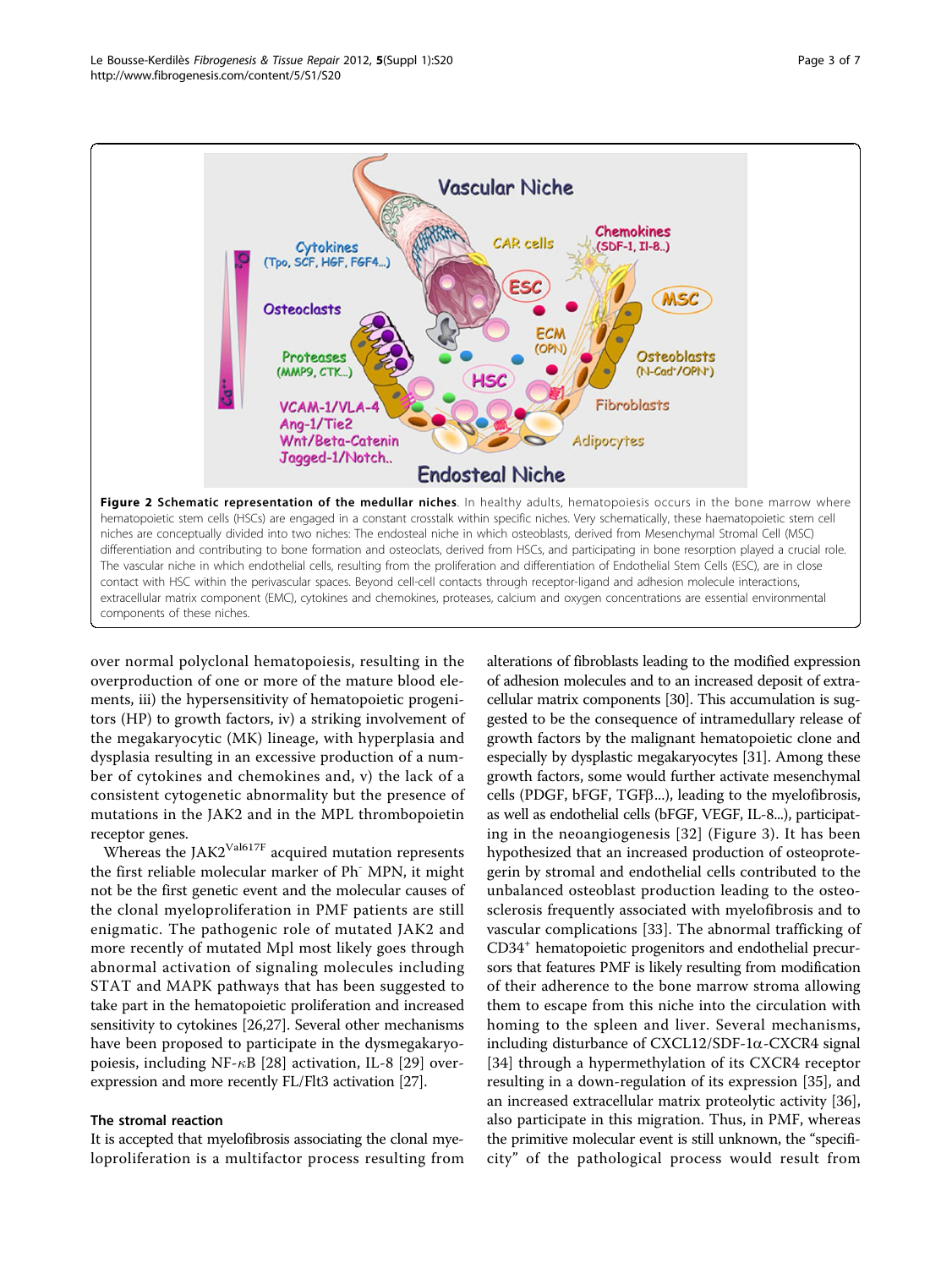**Figure 2 Schematic representation of the medullar niches**. In healthy adults, hematopoiesis occurs in the bone marrow where hematopoietic stem cells (HSCs) are engaged in a constant crosstalk within specific niches. Very schematically, these haematopoietic stem cell niches are conceptually divided into two niches: The endosteal niche in which osteoblasts, derived from Mesenchymal Stromal Cell (MSC) differentiation and contributing to bone formation and osteoclats, derived from HSCs, and participating in bone resorption played a crucial role. The vascular niche in which endothelial cells, resulting from the proliferation and differentiation of Endothelial Stem Cells (ESC), are in close contact with HSC within the perivascular spaces. Beyond cell-cell contacts through receptor-ligand and adhesion molecule interactions, extracellular matrix component (EMC), cytokines and chemokines, proteases, calcium and oxygen concentrations are essential environmental components of these niches.

over normal polyclonal hematopoiesis, resulting in the overproduction of one or more of the mature blood elements, iii) the hypersensitivity of hematopoietic progenitors (HP) to growth factors, iv) a striking involvement of the megakaryocytic (MK) lineage, with hyperplasia and dysplasia resulting in an excessive production of a number of cytokines and chemokines and, v) the lack of a consistent cytogenetic abnormality but the presence of mutations in the JAK2 and in the MPL thrombopoietin receptor genes.

Whereas the JAK2$^{Val617F}$ acquired mutation represents the first reliable molecular marker of Ph$^-$ MPN, it might not be the first genetic event and the molecular causes of the clonal myeloproliferation in PMF patients are still enigmatic. The pathogenic role of mutated JAK2 and more recently of mutated Mpl most likely goes through abnormal activation of signaling molecules including STAT and MAPK pathways that has been suggested to take part in the hematopoietic proliferation and increased sensitivity to cytokines [26,27]. Several other mechanisms have been proposed to participate in the dysmegakaryopoiesis, including NF-κB [28] activation, IL-8 [29] overexpression and more recently FL/Flt3 activation [27].

## The stromal reaction

It is accepted that myelofibrosis associating the clonal myeloproliferation is a multifactor process resulting from alterations of fibroblasts leading to the modified expression of adhesion molecules and to an increased deposit of extracellular matrix components [30]. This accumulation is suggested to be the consequence of intramedullary release of growth factors by the malignant hematopoietic clone and especially by dysplastic megakaryocytes [31]. Among these growth factors, some would further activate mesenchymal cells (PDGF, bFGF, TGFβ...), leading to the myelofibrosis, as well as endothelial cells (bFGF, VEGF, IL-8...), participating in the neoangiogenesis [32] (Figure 3). It has been hypothesized that an increased production of osteoprotegerin by stromal and endothelial cells contributed to the unbalanced osteoblast production leading to the osteosclerosis frequently associated with myelofibrosis and to vascular complications [33]. The abnormal trafficking of CD34$^+$ hematopoietic progenitors and endothelial precursors that features PMF is likely resulting from modification of their adherence to the bone marrow stroma allowing them to escape from this niche into the circulation with homing to the spleen and liver. Several mechanisms, including disturbance of CXCL12/SDF-1α-CXCR4 signal [34] through a hypermethylation of its CXCR4 receptor resulting in a down-regulation of its expression [35], and an increased extracellular matrix proteolytic activity [36], also participate in this migration. Thus, in PMF, whereas the primitive molecular event is still unknown, the "specificity" of the pathological process would result from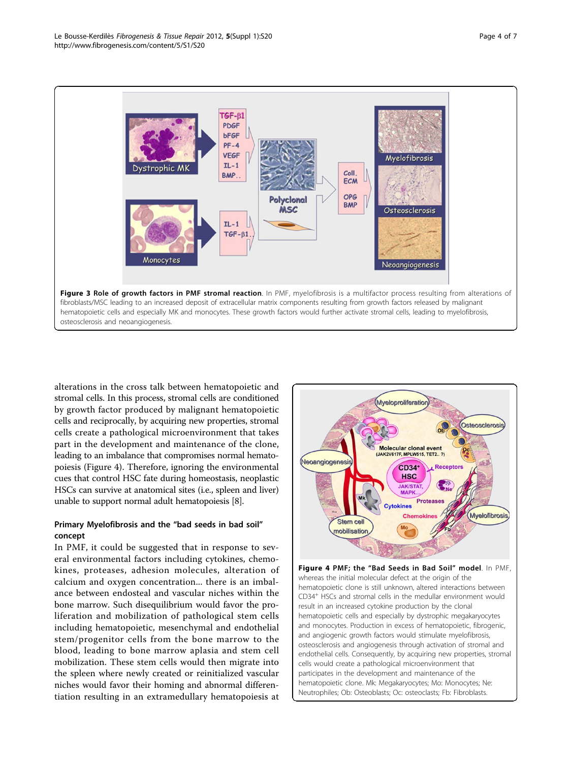**Figure 3 Role of growth factors in PMF stromal reaction**. In PMF, myelofibrosis is a multifactor process resulting from alterations of fibroblasts/MSC leading to an increased deposit of extracellular matrix components resulting from growth factors released by malignant hematopoietic cells and especially MK and monocytes. These growth factors would further activate stromal cells, leading to myelofibrosis, osteosclerosis and neoangiogenesis.

alterations in the cross talk between hematopoietic and stromal cells. In this process, stromal cells are conditioned by growth factor produced by malignant hematopoietic cells and reciprocally, by acquiring new properties, stromal cells create a pathological microenvironment that takes part in the development and maintenance of the clone, leading to an imbalance that compromises normal hematopoiesis (Figure 4). Therefore, ignoring the environmental cues that control HSC fate during homeostasis, neoplastic HSCs can survive at anatomical sites (i.e., spleen and liver) unable to support normal adult hematopoiesis [8].

### Primary Myelofibrosis and the "bad seeds in bad soil" concept

In PMF, it could be suggested that in response to several environmental factors including cytokines, chemokines, proteases, adhesion molecules, alteration of calcium and oxygen concentration... there is an imbalance between endosteal and vascular niches within the bone marrow. Such disequilibrium would favor the proliferation and mobilization of pathological stem cells including hematopoietic, mesenchymal and endothelial stem/progenitor cells from the bone marrow to the blood, leading to bone marrow aplasia and stem cell mobilization. These stem cells would then migrate into the spleen where newly created or reinitialized vascular niches would favor their homing and abnormal differentiation resulting in an extramedullary hematopoiesis at

**Figure 4 PMF; the "Bad Seeds in Bad Soil" model**. In PMF, whereas the initial molecular defect at the origin of the hematopoietic clone is still unknown, altered interactions between CD34[+] HSCs and stromal cells in the medullar environment would result in an increased cytokine production by the clonal hematopoietic cells and especially by dystrophic megakaryocytes and monocytes. Production in excess of hematopoietic, fibrogenic, and angiogenic growth factors would stimulate myelofibrosis, osteosclerosis and angiogenesis through activation of stromal and endothelial cells. Consequently, by acquiring new properties, stromal cells would create a pathological microenvironment that participates in the development and maintenance of the hematopoietic clone. Mk: Megakaryocytes; Mo: Monocytes; Ne: Neutrophiles; Ob: Osteoblasts; Oc: osteoclasts; Fb: Fibroblasts.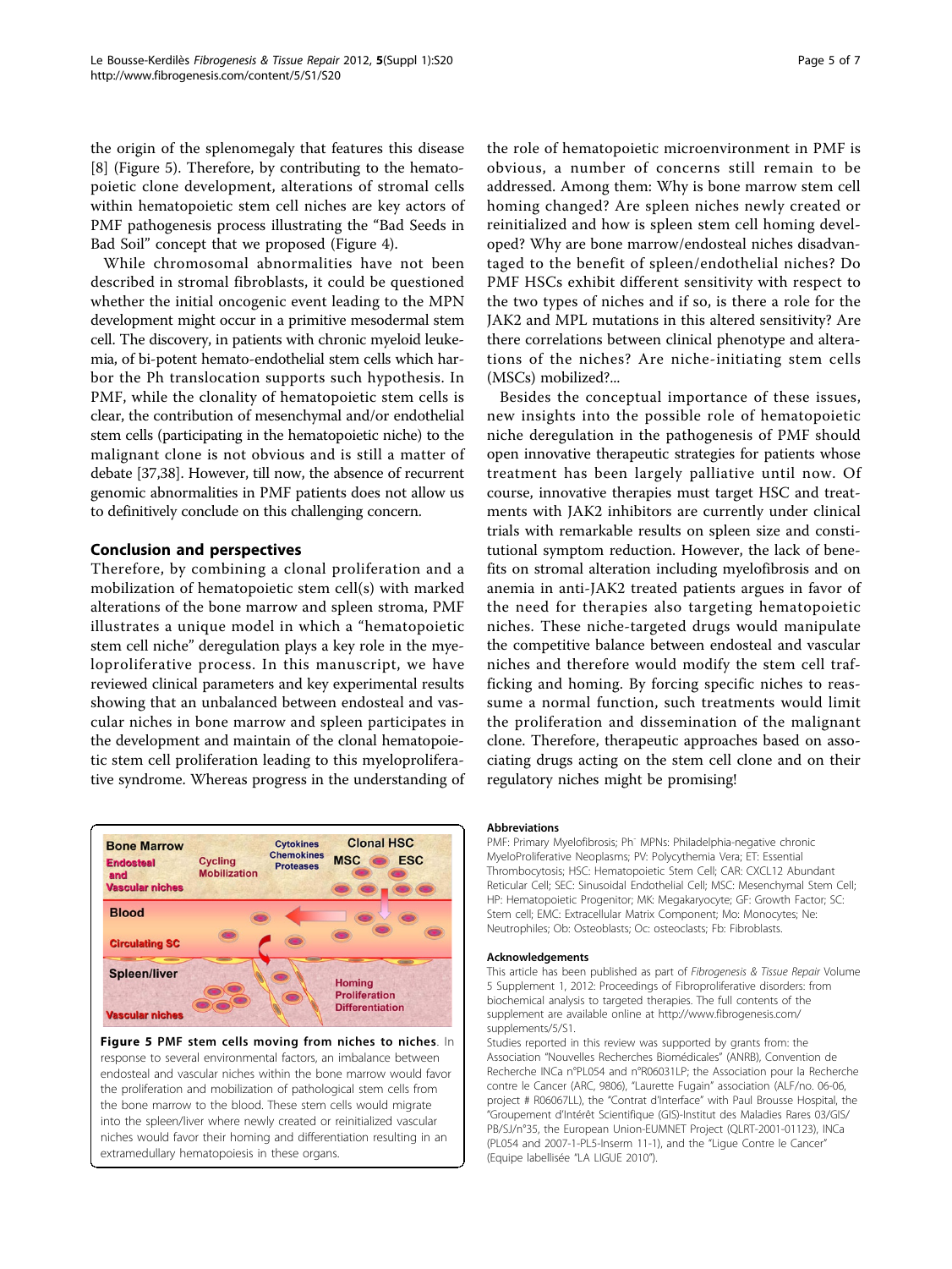the origin of the splenomegaly that features this disease [8] (Figure 5). Therefore, by contributing to the hematopoietic clone development, alterations of stromal cells within hematopoietic stem cell niches are key actors of PMF pathogenesis process illustrating the "Bad Seeds in Bad Soil" concept that we proposed (Figure 4).

While chromosomal abnormalities have not been described in stromal fibroblasts, it could be questioned whether the initial oncogenic event leading to the MPN development might occur in a primitive mesodermal stem cell. The discovery, in patients with chronic myeloid leukemia, of bi-potent hemato-endothelial stem cells which harbor the Ph translocation supports such hypothesis. In PMF, while the clonality of hematopoietic stem cells is clear, the contribution of mesenchymal and/or endothelial stem cells (participating in the hematopoietic niche) to the malignant clone is not obvious and is still a matter of debate [37,38]. However, till now, the absence of recurrent genomic abnormalities in PMF patients does not allow us to definitively conclude on this challenging concern.

## Conclusion and perspectives

Therefore, by combining a clonal proliferation and a mobilization of hematopoietic stem cell(s) with marked alterations of the bone marrow and spleen stroma, PMF illustrates a unique model in which a "hematopoietic stem cell niche" deregulation plays a key role in the myeloproliferative process. In this manuscript, we have reviewed clinical parameters and key experimental results showing that an unbalanced between endosteal and vascular niches in bone marrow and spleen participates in the development and maintain of the clonal hematopoietic stem cell proliferation leading to this myeloproliferative syndrome. Whereas progress in the understanding of the role of hematopoietic microenvironment in PMF is obvious, a number of concerns still remain to be addressed. Among them: Why is bone marrow stem cell homing changed? Are spleen niches newly created or reinitialized and how is spleen stem cell homing developed? Why are bone marrow/endosteal niches disadvantaged to the benefit of spleen/endothelial niches? Do PMF HSCs exhibit different sensitivity with respect to the two types of niches and if so, is there a role for the JAK2 and MPL mutations in this altered sensitivity? Are there correlations between clinical phenotype and alterations of the niches? Are niche-initiating stem cells (MSCs) mobilized?...

Besides the conceptual importance of these issues, new insights into the possible role of hematopoietic niche deregulation in the pathogenesis of PMF should open innovative therapeutic strategies for patients whose treatment has been largely palliative until now. Of course, innovative therapies must target HSC and treatments with JAK2 inhibitors are currently under clinical trials with remarkable results on spleen size and constitutional symptom reduction. However, the lack of benefits on stromal alteration including myelofibrosis and on anemia in anti-JAK2 treated patients argues in favor of the need for therapies also targeting hematopoietic niches. These niche-targeted drugs would manipulate the competitive balance between endosteal and vascular niches and therefore would modify the stem cell trafficking and homing. By forcing specific niches to reassume a normal function, such treatments would limit the proliferation and dissemination of the malignant clone. Therefore, therapeutic approaches based on associating drugs acting on the stem cell clone and on their regulatory niches might be promising!

**Figure 5 PMF stem cells moving from niches to niches.** In response to several environmental factors, an imbalance between endosteal and vascular niches within the bone marrow would favor the proliferation and mobilization of pathological stem cells from the bone marrow to the blood. These stem cells would migrate into the spleen/liver where newly created or reinitialized vascular niches would favor their homing and differentiation resulting in an extramedullary hematopoiesis in these organs.

### Abbreviations

PMF: Primary Myelofibrosis; Ph⁻ MPNs: Philadelphia-negative chronic MyeloProliferative Neoplasms; PV: Polycythemia Vera; ET: Essential Thrombocytosis; HSC: Hematopoietic Stem Cell; CAR: CXCL12 Abundant Reticular Cell; SEC: Sinusoidal Endothelial Cell; MSC: Mesenchymal Stem Cell; HP: Hematopoietic Progenitor; MK: Megakaryocyte; GF: Growth Factor; SC: Stem cell; EMC: Extracellular Matrix Component; Mo: Monocytes; Ne: Neutrophiles; Ob: Osteoblasts; Oc: osteoclasts; Fb: Fibroblasts.

### Acknowledgements

This article has been published as part of *Fibrogenesis & Tissue Repair* Volume 5 Supplement 1, 2012: Proceedings of Fibroproliferative disorders: from biochemical analysis to targeted therapies. The full contents of the supplement are available online at http://www.fibrogenesis.com/supplements/5/S1.

Studies reported in this review was supported by grants from: the Association "Nouvelles Recherches Biomédicales" (ANRB), Convention de Recherche INCa n°PL054 and n°R06031LP; the Association pour la Recherche contre le Cancer (ARC, 9806), "Laurette Fugain" association (ALF/no. 06-06, project # R06067LL), the "Contrat d'Interface" with Paul Brousse Hospital, the "Groupement d'Intérêt Scientifique (GIS)-Institut des Maladies Rares 03/GIS/PB/SJ/n°35, the European Union-EUMNET Project (QLRT-2001-01123), INCa (PL054 and 2007-1-PL5-Inserm 11-1), and the "Ligue Contre le Cancer" (Equipe labellisée "LA LIGUE 2010").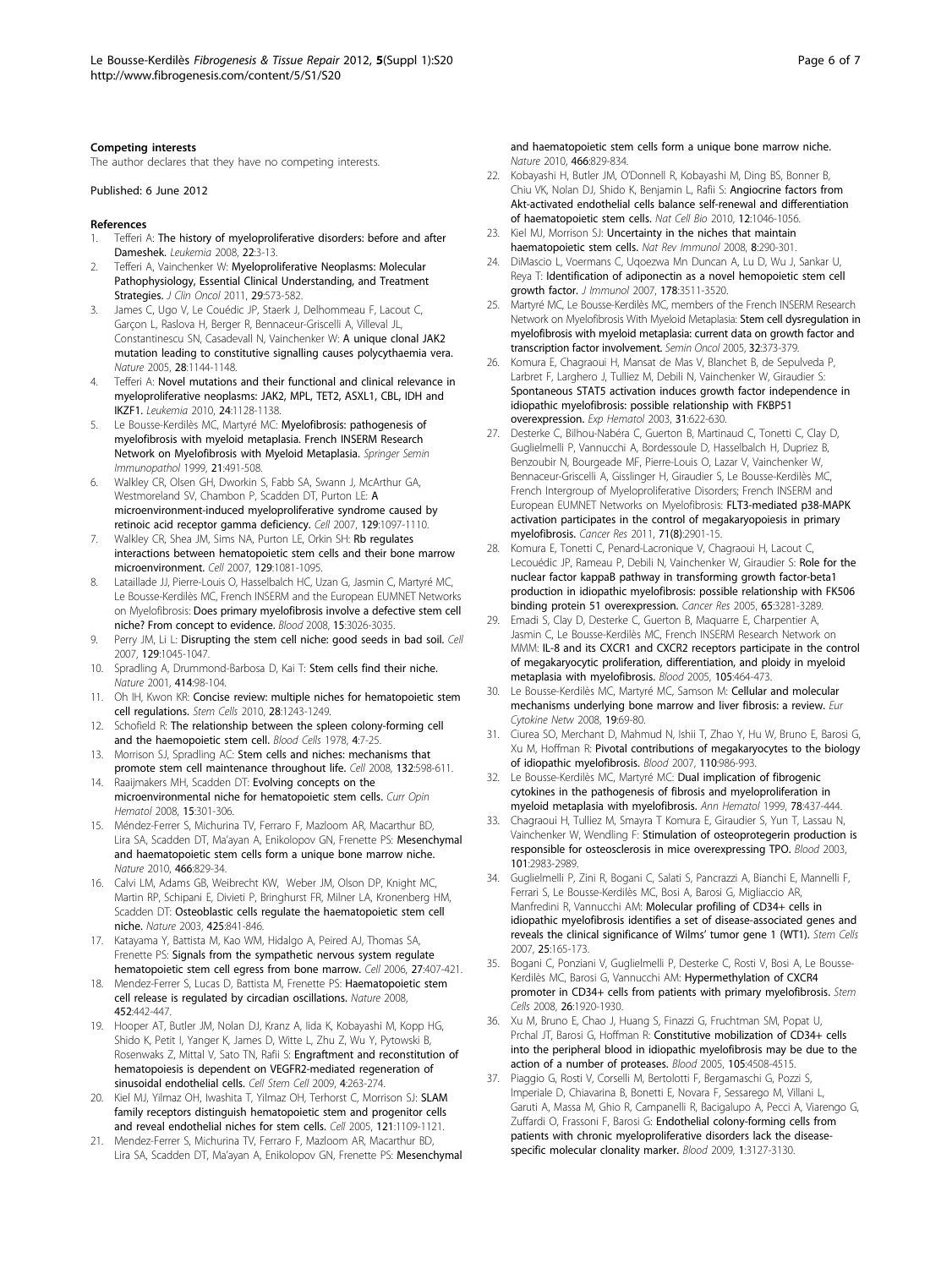#### Competing interests

The author declares that they have no competing interests.

Published: 6 June 2012

#### References

1. Tefferi A: **The history of myeloproliferative disorders: before and after Dameshek.** *Leukemia* 2008, **22**:3-13.
2. Tefferi A, Vainchenker W: **Myeloproliferative Neoplasms: Molecular Pathophysiology, Essential Clinical Understanding, and Treatment Strategies.** *J Clin Oncol* 2011, **29**:573-582.
3. James C, Ugo V, Le Couédic JP, Staerk J, Delhommeau F, Lacout C, Garçon L, Raslova H, Berger R, Bennaceur-Griscelli A, Villeval JL, Constantinescu SN, Casadevall N, Vainchenker W: **A unique clonal JAK2 mutation leading to constitutive signalling causes polycythaemia vera.** *Nature* 2005, **28**:1144-1148.
4. Tefferi A: **Novel mutations and their functional and clinical relevance in myeloproliferative neoplasms: JAK2, MPL, TET2, ASXL1, CBL, IDH and IKZF1.** *Leukemia* 2010, **24**:1128-1138.
5. Le Bousse-Kerdilès MC, Martyré MC: **Myelofibrosis: pathogenesis of myelofibrosis with myeloid metaplasia. French INSERM Research Network on Myelofibrosis with Myeloid Metaplasia.** *Springer Semin Immunopathol* 1999, **21**:491-508.
6. Walkley CR, Olsen GH, Dworkin S, Fabb SA, Swann J, McArthur GA, Westmoreland SV, Chambon P, Scadden DT, Purton LE: **A microenvironment-induced myeloproliferative syndrome caused by retinoic acid receptor gamma deficiency.** *Cell* 2007, **129**:1097-1110.
7. Walkley CR, Shea JM, Sims NA, Purton LE, Orkin SH: **Rb regulates interactions between hematopoietic stem cells and their bone marrow microenvironment.** *Cell* 2007, **129**:1081-1095.
8. Lataillade JJ, Pierre-Louis O, Hasselbalch HC, Uzan G, Jasmin C, Martyré MC, Le Bousse-Kerdilès MC, French INSERM and the European EUMNET Networks on Myelofibrosis: **Does primary myelofibrosis involve a defective stem cell niche? From concept to evidence.** *Blood* 2008, **15**:3026-3035.
9. Perry JM, Li L: **Disrupting the stem cell niche: good seeds in bad soil.** *Cell* 2007, **129**:1045-1047.
10. Spradling A, Drummond-Barbosa D, Kai T: **Stem cells find their niche.** *Nature* 2001, **414**:98-104.
11. Oh IH, Kwon KR: **Concise review: multiple niches for hematopoietic stem cell regulations.** *Stem Cells* 2010, **28**:1243-1249.
12. Schofield R: **The relationship between the spleen colony-forming cell and the haemopoietic stem cell.** *Blood Cells* 1978, **4**:7-25.
13. Morrison SJ, Spradling AC: **Stem cells and niches: mechanisms that promote stem cell maintenance throughout life.** *Cell* 2008, **132**:598-611.
14. Raaijmakers MH, Scadden DT: **Evolving concepts on the microenvironmental niche for hematopoietic stem cells.** *Curr Opin Hematol* 2008, **15**:301-306.
15. Méndez-Ferrer S, Michurina TV, Ferraro F, Mazloom AR, Macarthur BD, Lira SA, Scadden DT, Ma'ayan A, Enikolopov GN, Frenette PS: **Mesenchymal and haematopoietic stem cells form a unique bone marrow niche.** *Nature* 2010, **466**:829-34.
16. Calvi LM, Adams GB, Weibrecht KW, Weber JM, Olson DP, Knight MC, Martin RP, Schipani E, Divieti P, Bringhurst FR, Milner LA, Kronenberg HM, Scadden DT: **Osteoblastic cells regulate the haematopoietic stem cell niche.** *Nature* 2003, **425**:841-846.
17. Katayama Y, Battista M, Kao WM, Hidalgo A, Peired AJ, Thomas SA, Frenette PS: **Signals from the sympathetic nervous system regulate hematopoietic stem cell egress from bone marrow.** *Cell* 2006, **27**:407-421.
18. Mendez-Ferrer S, Lucas D, Battista M, Frenette PS: **Haematopoietic stem cell release is regulated by circadian oscillations.** *Nature* 2008, **452**:442-447.
19. Hooper AT, Butler JM, Nolan DJ, Kranz A, Iida K, Kobayashi M, Kopp HG, Shido K, Petit I, Yanger K, James D, Witte L, Zhu Z, Wu Y, Pytowski B, Rosenwaks Z, Mittal V, Sato TN, Rafii S: **Engraftment and reconstitution of hematopoiesis is dependent on VEGFR2-mediated regeneration of sinusoidal endothelial cells.** *Cell Stem Cell* 2009, **4**:263-274.
20. Kiel MJ, Yilmaz OH, Iwashita T, Yilmaz OH, Terhorst C, Morrison SJ: **SLAM family receptors distinguish hematopoietic stem and progenitor cells and reveal endothelial niches for stem cells.** *Cell* 2005, **121**:1109-1121.
21. Mendez-Ferrer S, Michurina TV, Ferraro F, Mazloom AR, Macarthur BD, Lira SA, Scadden DT, Ma'ayan A, Enikolopov GN, Frenette PS: **Mesenchymal and haematopoietic stem cells form a unique bone marrow niche.** *Nature* 2010, **466**:829-834.
22. Kobayashi H, Butler JM, O'Donnell R, Kobayashi M, Ding BS, Bonner B, Chiu VK, Nolan DJ, Shido K, Benjamin L, Rafii S: **Angiocrine factors from Akt-activated endothelial cells balance self-renewal and differentiation of haematopoietic stem cells.** *Nat Cell Bio* 2010, **12**:1046-1056.
23. Kiel MJ, Morrison SJ: **Uncertainty in the niches that maintain haematopoietic stem cells.** *Nat Rev Immunol* 2008, **8**:290-301.
24. DiMascio L, Voermans C, Uqoezwa Mn Duncan A, Lu D, Wu J, Sankar U, Reya T: **Identification of adiponectin as a novel hemopoietic stem cell growth factor.** *J Immunol* 2007, **178**:3511-3520.
25. Martyré MC, Le Bousse-Kerdilès MC, members of the French INSERM Research Network on Myelofibrosis With Myeloid Metaplasia: **Stem cell dysregulation in myelofibrosis with myeloid metaplasia: current data on growth factor and transcription factor involvement.** *Semin Oncol* 2005, **32**:373-379.
26. Komura E, Chagraoui H, Mansat de Mas V, Blanchet B, de Sepulveda P, Larbret F, Larghero J, Tulliez M, Debili N, Vainchenker W, Giraudier S: **Spontaneous STAT5 activation induces growth factor independence in idiopathic myelofibrosis: possible relationship with FKBP51 overexpression.** *Exp Hematol* 2003, **31**:622-630.
27. Desterke C, Bilhou-Nabéra C, Guerton B, Martinaud C, Tonetti C, Clay D, Guglielmelli P, Vannucchi A, Bordessoule D, Hasselbalch H, Dupriez B, Benzoubir N, Bourgeade MF, Pierre-Louis O, Lazar V, Vainchenker W, Bennaceur-Griscelli A, Gisslinger H, Giraudier S, Le Bousse-Kerdilès MC, French Intergroup of Myeloproliferative Disorders; French INSERM and European EUMNET Networks on Myelofibrosis: **FLT3-mediated p38-MAPK activation participates in the control of megakaryopoiesis in primary myelofibrosis.** *Cancer Res* 2011, **71(8)**:2901-15.
28. Komura E, Tonetti C, Penard-Lacronique V, Chagraoui H, Lacout C, Lecouédic JP, Rameau P, Debili N, Vainchenker W, Giraudier S: **Role for the nuclear factor kappaB pathway in transforming growth factor-beta1 production in idiopathic myelofibrosis: possible relationship with FK506 binding protein 51 overexpression.** *Cancer Res* 2005, **65**:3281-3289.
29. Emadi S, Clay D, Desterke C, Guerton B, Maquarre E, Charpentier A, Jasmin C, Le Bousse-Kerdilès MC, French INSERM Research Network on MMM: **IL-8 and its CXCR1 and CXCR2 receptors participate in the control of megakaryocytic proliferation, differentiation, and ploidy in myeloid metaplasia with myelofibrosis.** *Blood* 2005, **105**:464-473.
30. Le Bousse-Kerdilès MC, Martyré MC, Samson M: **Cellular and molecular mechanisms underlying bone marrow and liver fibrosis: a review.** *Eur Cytokine Netw* 2008, **19**:69-80.
31. Ciurea SO, Merchant D, Mahmud N, Ishii T, Zhao Y, Hu W, Bruno E, Barosi G, Xu M, Hoffman R: **Pivotal contributions of megakaryocytes to the biology of idiopathic myelofibrosis.** *Blood* 2007, **110**:986-993.
32. Le Bousse-Kerdilès MC, Martyré MC: **Dual implication of fibrogenic cytokines in the pathogenesis of fibrosis and myeloproliferation in myeloid metaplasia with myelofibrosis.** *Ann Hematol* 1999, **78**:437-444.
33. Chagraoui H, Tulliez M, Smayra T Komura E, Giraudier S, Yun T, Lassau N, Vainchenker W, Wendling F: **Stimulation of osteoprotegerin production is responsible for osteosclerosis in mice overexpressing TPO.** *Blood* 2003, **101**:2983-2989.
34. Guglielmelli P, Zini R, Bogani C, Salati S, Pancrazzi A, Bianchi E, Mannelli F, Ferrari S, Le Bousse-Kerdilès MC, Bosi A, Barosi G, Migliaccio AR, Manfredini R, Vannucchi AM: **Molecular profiling of CD34+ cells in idiopathic myelofibrosis identifies a set of disease-associated genes and reveals the clinical significance of Wilms' tumor gene 1 (WT1).** *Stem Cells* 2007, **25**:165-173.
35. Bogani C, Ponziani V, Guglielmelli P, Desterke C, Rosti V, Bosi A, Le Bousse-Kerdilès MC, Barosi G, Vannucchi AM: **Hypermethylation of CXCR4 promoter in CD34+ cells from patients with primary myelofibrosis.** *Stem Cells* 2008, **26**:1920-1930.
36. Xu M, Bruno E, Chao J, Huang S, Finazzi G, Fruchtman SM, Popat U, Prchal JT, Barosi G, Hoffman R: **Constitutive mobilization of CD34+ cells into the peripheral blood in idiopathic myelofibrosis may be due to the action of a number of proteases.** *Blood* 2005, **105**:4508-4515.
37. Piaggio G, Rosti V, Corselli M, Bertolotti F, Bergamaschi G, Pozzi S, Imperiale D, Chiavarina B, Bonetti E, Novara F, Sessarego M, Villani L, Garuti A, Massa M, Ghio R, Campanelli R, Bacigalupo A, Pecci A, Viarengo G, Zuffardi O, Frassoni F, Barosi G: **Endothelial colony-forming cells from patients with chronic myeloproliferative disorders lack the disease-specific molecular clonality marker.** *Blood* 2009, **1**:3127-3130.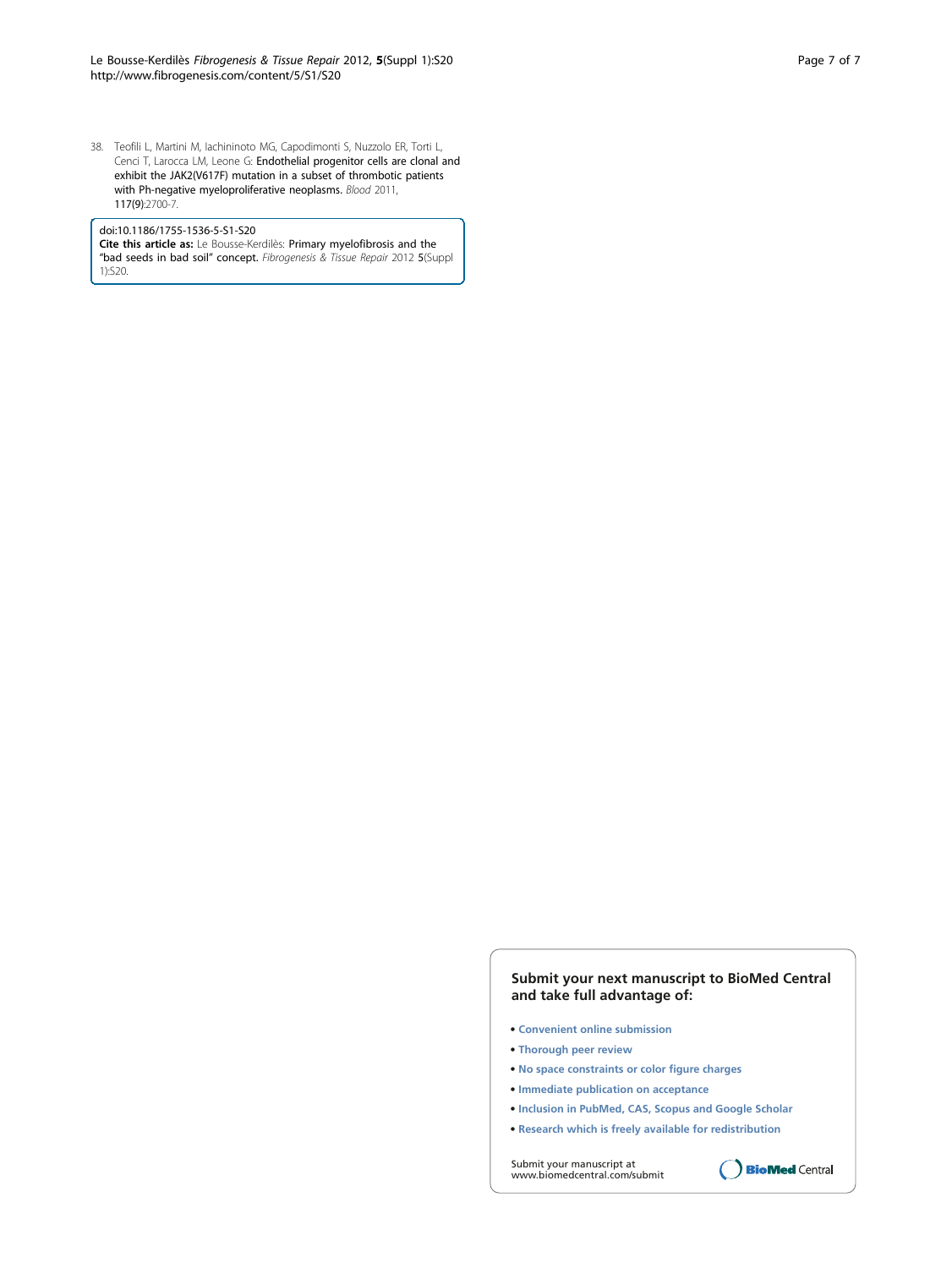38. Teofili L, Martini M, Iachininoto MG, Capodimonti S, Nuzzolo ER, Torti L, Cenci T, Larocca LM, Leone G: **Endothelial progenitor cells are clonal and exhibit the JAK2(V617F) mutation in a subset of thrombotic patients with Ph-negative myeloproliferative neoplasms.** *Blood* 2011, **117(9)**:2700-7.

doi:10.1186/1755-1536-5-S1-S20
**Cite this article as:** Le Bousse-Kerdilès: Primary myelofibrosis and the "bad seeds in bad soil" concept. *Fibrogenesis & Tissue Repair* 2012 **5**(Suppl 1):S20.

**Submit your next manuscript to BioMed Central and take full advantage of:**

- **Convenient online submission**
- **Thorough peer review**
- **No space constraints or color figure charges**
- **Immediate publication on acceptance**
- **Inclusion in PubMed, CAS, Scopus and Google Scholar**
- **Research which is freely available for redistribution**

Submit your manuscript at
www.biomedcentral.com/submit

BioMed Central